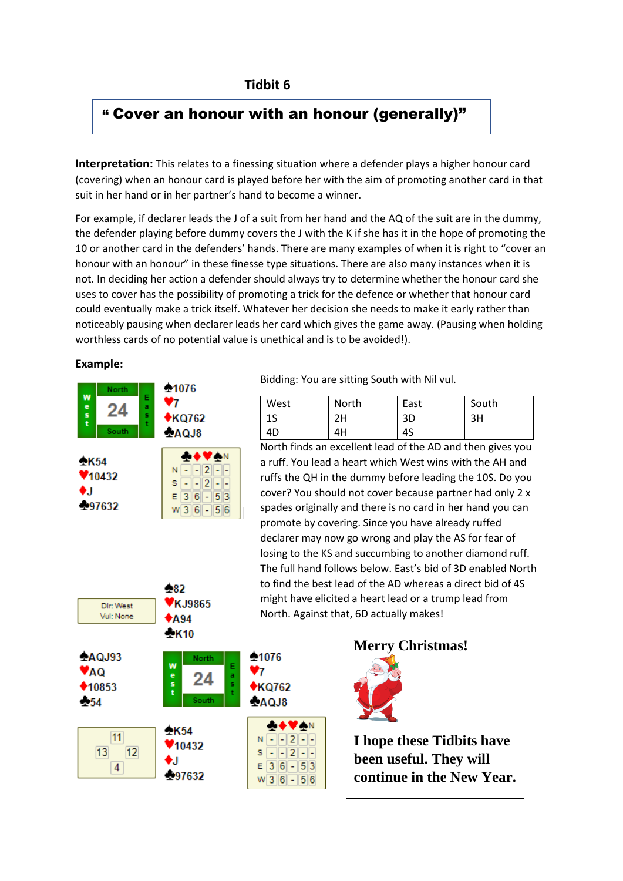# Tidbit 6

**" Cover an honour with an honour (generally)"**

**Interpretation:** This relates to a finessing situation where a defender plays a higher honour card (covering) when an honour card is played before her with the aim of promoting another card in that suit in her hand or in her partner's hand to become a winner.

For example, if declarer leads the J of a suit from her hand and the AQ of the suit are in the dummy, the defender playing before dummy covers the J with the K if she has it in the hope of promoting the 10 or another card in the defenders' hands. There are many examples of when it is right to "cover an honour with an honour" in these finesse type situations. There are also many instances when it is not. In deciding her action a defender should always try to determine whether the honour card she uses to cover has the possibility of promoting a trick for the defence or whether that honour card could eventually make a trick itself. Whatever her decision she needs to make it early rather than noticeably pausing when declarer leads her card which gives the game away. (Pausing when holding worthless cards of no potential value is unethical and is to be avoided!).

**Example:**

Board 24

East: ♠1076 ♥7 ♦KQ762 ♣AQJ8

South: ♠K54 ♥10432 ♦J ♣97632

| | ♣ | ♦ | ♥ | ♠ | N |
|---|---|---|---|---|---|
| N | - | - | 2 | - | - |
| S | - | - | 2 | - | - |
| E | 3 | 6 | - | 5 | 3 |
| W | 3 | 6 | - | 5 | 6 |

Bidding: You are sitting South with Nil vul.

| West | North | East | South |
|---|---|---|---|
| 1S | 2H | 3D | 3H |
| 4D | 4H | 4S | |

North finds an excellent lead of the AD and then gives you a ruff. You lead a heart which West wins with the AH and ruffs the QH in the dummy before leading the 10S. Do you cover? You should not cover because partner had only 2 x spades originally and there is no card in her hand you can promote by covering. Since you have already ruffed declarer may now go wrong and play the AS for fear of losing to the KS and succumbing to another diamond ruff. The full hand follows below. East's bid of 3D enabled North to find the best lead of the AD whereas a direct bid of 4S might have elicited a heart lead or a trump lead from North. Against that, 6D actually makes!

Dlr: West
Vul: None

Board 24

North: ♠82 ♥KJ9865 ♦A94 ♣K10

West: ♠AQJ93 ♥AQ ♦10853 ♣54

East: ♠1076 ♥7 ♦KQ762 ♣AQJ8

South: ♠K54 ♥10432 ♦J ♣97632

HCP: North 11, West 13, East 12, South 4

| | ♣ | ♦ | ♥ | ♠ | N |
|---|---|---|---|---|---|
| N | - | - | 2 | - | - |
| S | - | - | 2 | - | - |
| E | 3 | 6 | - | 5 | 3 |
| W | 3 | 6 | - | 5 | 6 |

**Merry Christmas!**

**I hope these Tidbits have been useful. They will continue in the New Year.**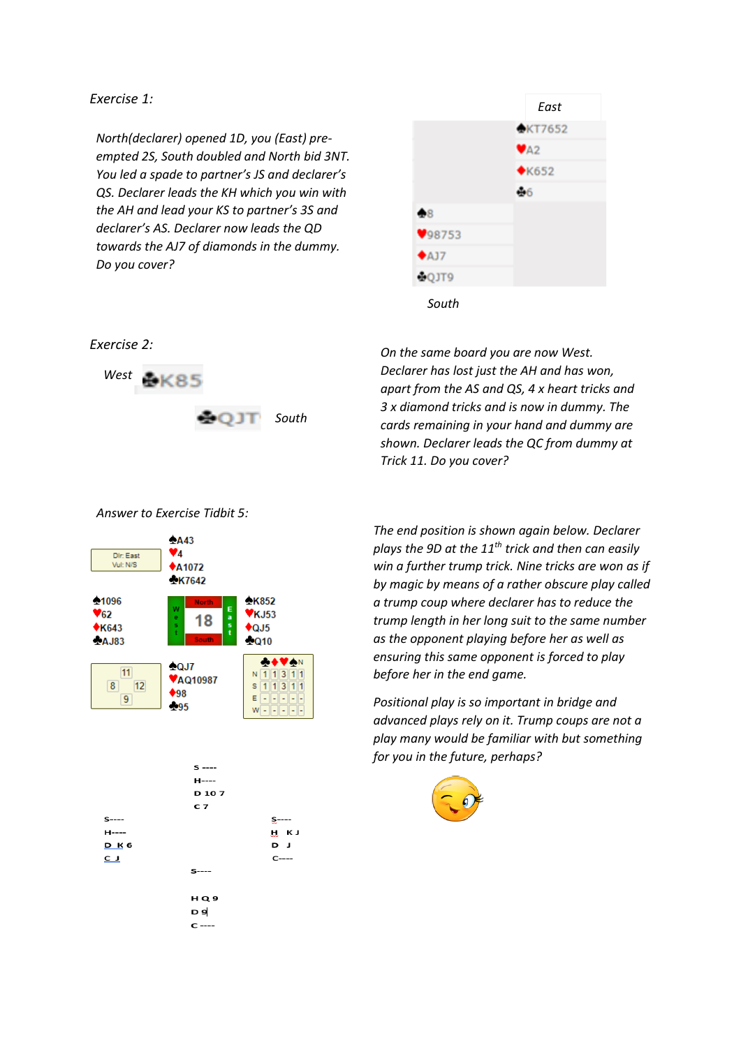*Exercise 1:*

*North(declarer) opened 1D, you (East) pre-empted 2S, South doubled and North bid 3NT. You led a spade to partner's JS and declarer's QS. Declarer leads the KH which you win with the AH and lead your KS to partner's 3S and declarer's AS. Declarer now leads the QD towards the AJ7 of diamonds in the dummy. Do you cover?*

East

♠KT7652
♥A2
♦K652
♣6

♠8
♥98753
♦AJ7
♣QJT9

South

*Exercise 2:*

West ♣K85

♣QJT South

*On the same board you are now West. Declarer has lost just the AH and has won, apart from the AS and QS, 4 x heart tricks and 3 x diamond tricks and is now in dummy. The cards remaining in your hand and dummy are shown. Declarer leads the QC from dummy at Trick 11. Do you cover?*

*Answer to Exercise Tidbit 5:*

Dlr: East
Vul: N/S

North:
♠A43
♥4
♦A1072
♣K7642

West:
♠1096
♥62
♦K643
♣AJ83

East:
♠K852
♥KJ53
♦QJ5
♣Q10

South:
♠QJ7
♥AQ10987
♦98
♣95

18

11
8 12
9

| | ♣ | ♦ | ♥ | ♠ | N |
|---|---|---|---|---|---|
| N | 1 | 1 | 3 | 1 | 1 |
| S | 1 | 1 | 3 | 1 | 1 |
| E | - | - | - | - | - |
| W | - | - | - | - | - |

*The end position is shown again below. Declarer plays the 9D at the 11th trick and then can easily win a further trump trick. Nine tricks are won as if by magic by means of a rather obscure play called a trump coup where declarer has to reduce the trump length in her long suit to the same number as the opponent playing before her as well as ensuring this same opponent is forced to play before her in the end game.*

*Positional play is so important in bridge and advanced plays rely on it. Trump coups are not a play many would be familiar with but something for you in the future, perhaps?*

North:
S ----
H----
D 10 7
C 7

West:
S----
H----
D K 6
C J

East:
S----
H K J
D J
C----

South:
S----
H Q 9
D 9
C ----